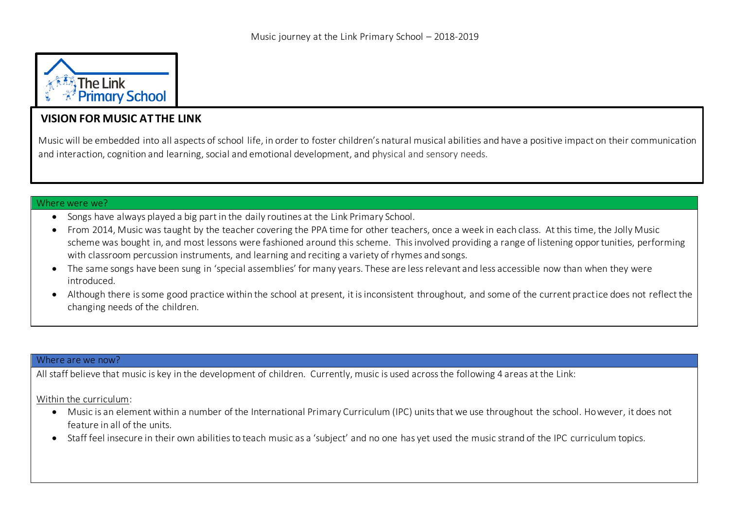Music journey at the Link Primary School – 2018-2019

The Link Primary School

## VISION FOR MUSIC AT THE LINK

Music will be embedded into all aspects of school life, in order to foster children's natural musical abilities and have a positive impact on their communication and interaction, cognition and learning, social and emotional development, and physical and sensory needs.

### Where were we?

- Songs have always played a big part in the daily routines at the Link Primary School.
- From 2014, Music was taught by the teacher covering the PPA time for other teachers, once a week in each class. At this time, the Jolly Music scheme was bought in, and most lessons were fashioned around this scheme. This involved providing a range of listening opportunities, performing with classroom percussion instruments, and learning and reciting a variety of rhymes and songs.
- The same songs have been sung in 'special assemblies' for many years. These are less relevant and less accessible now than when they were introduced.
- Although there is some good practice within the school at present, it is inconsistent throughout, and some of the current practice does not reflect the changing needs of the children.

### Where are we now?

All staff believe that music is key in the development of children. Currently, music is used across the following 4 areas at the Link:

Within the curriculum:

- Music is an element within a number of the International Primary Curriculum (IPC) units that we use throughout the school. However, it does not feature in all of the units.
- Staff feel insecure in their own abilities to teach music as a 'subject' and no one has yet used the music strand of the IPC curriculum topics.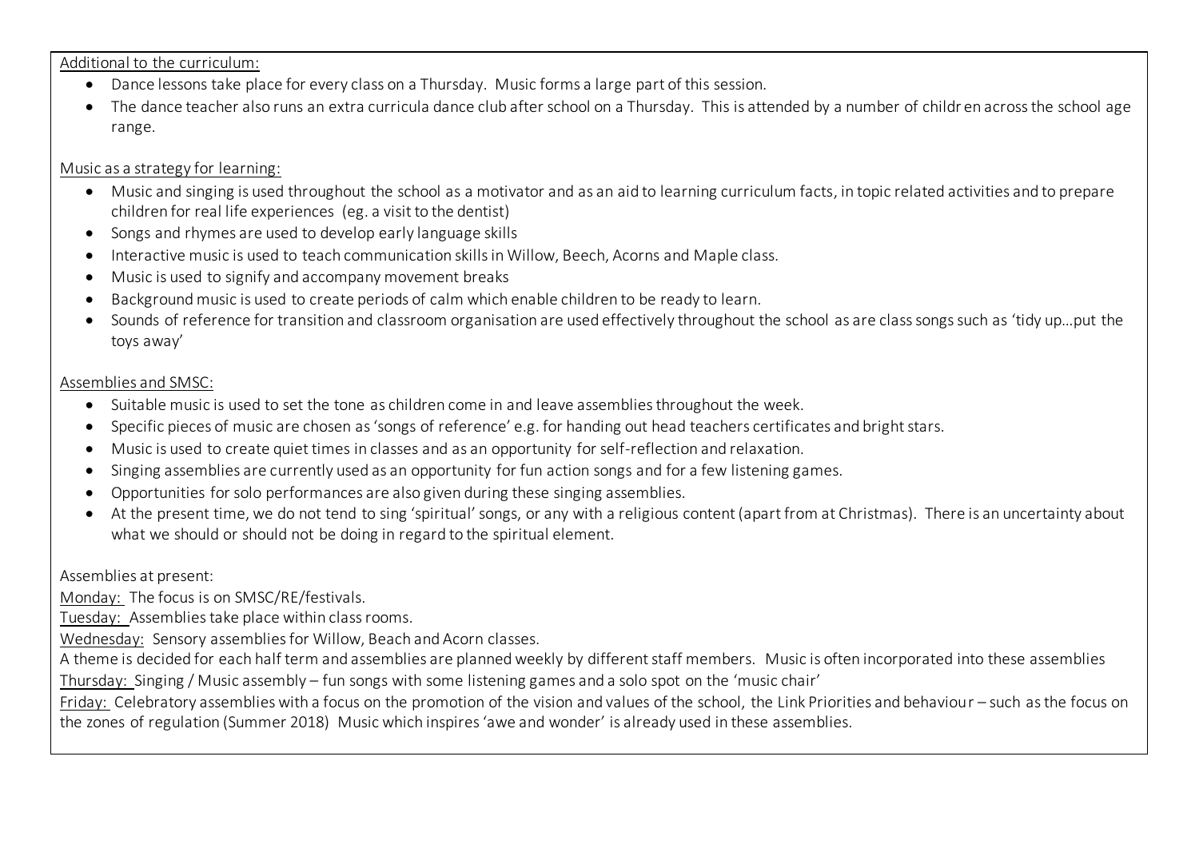Additional to the curriculum:

- Dance lessons take place for every class on a Thursday. Music forms a large part of this session.
- The dance teacher also runs an extra curricula dance club after school on a Thursday. This is attended by a number of children across the school age range.

Music as a strategy for learning:

- Music and singing is used throughout the school as a motivator and as an aid to learning curriculum facts, in topic related activities and to prepare children for real life experiences (eg. a visit to the dentist)
- Songs and rhymes are used to develop early language skills
- Interactive music is used to teach communication skills in Willow, Beech, Acorns and Maple class.
- Music is used to signify and accompany movement breaks
- Background music is used to create periods of calm which enable children to be ready to learn.
- Sounds of reference for transition and classroom organisation are used effectively throughout the school as are class songs such as 'tidy up…put the toys away'

Assemblies and SMSC:

- Suitable music is used to set the tone as children come in and leave assemblies throughout the week.
- Specific pieces of music are chosen as 'songs of reference' e.g. for handing out head teachers certificates and bright stars.
- Music is used to create quiet times in classes and as an opportunity for self-reflection and relaxation.
- Singing assemblies are currently used as an opportunity for fun action songs and for a few listening games.
- Opportunities for solo performances are also given during these singing assemblies.
- At the present time, we do not tend to sing 'spiritual' songs, or any with a religious content (apart from at Christmas). There is an uncertainty about what we should or should not be doing in regard to the spiritual element.

Assemblies at present:

Monday: The focus is on SMSC/RE/festivals.

Tuesday: Assemblies take place within class rooms.

Wednesday: Sensory assemblies for Willow, Beach and Acorn classes.

A theme is decided for each half term and assemblies are planned weekly by different staff members. Music is often incorporated into these assemblies

Thursday: Singing / Music assembly – fun songs with some listening games and a solo spot on the 'music chair'

Friday: Celebratory assemblies with a focus on the promotion of the vision and values of the school, the Link Priorities and behaviour – such as the focus on the zones of regulation (Summer 2018) Music which inspires 'awe and wonder' is already used in these assemblies.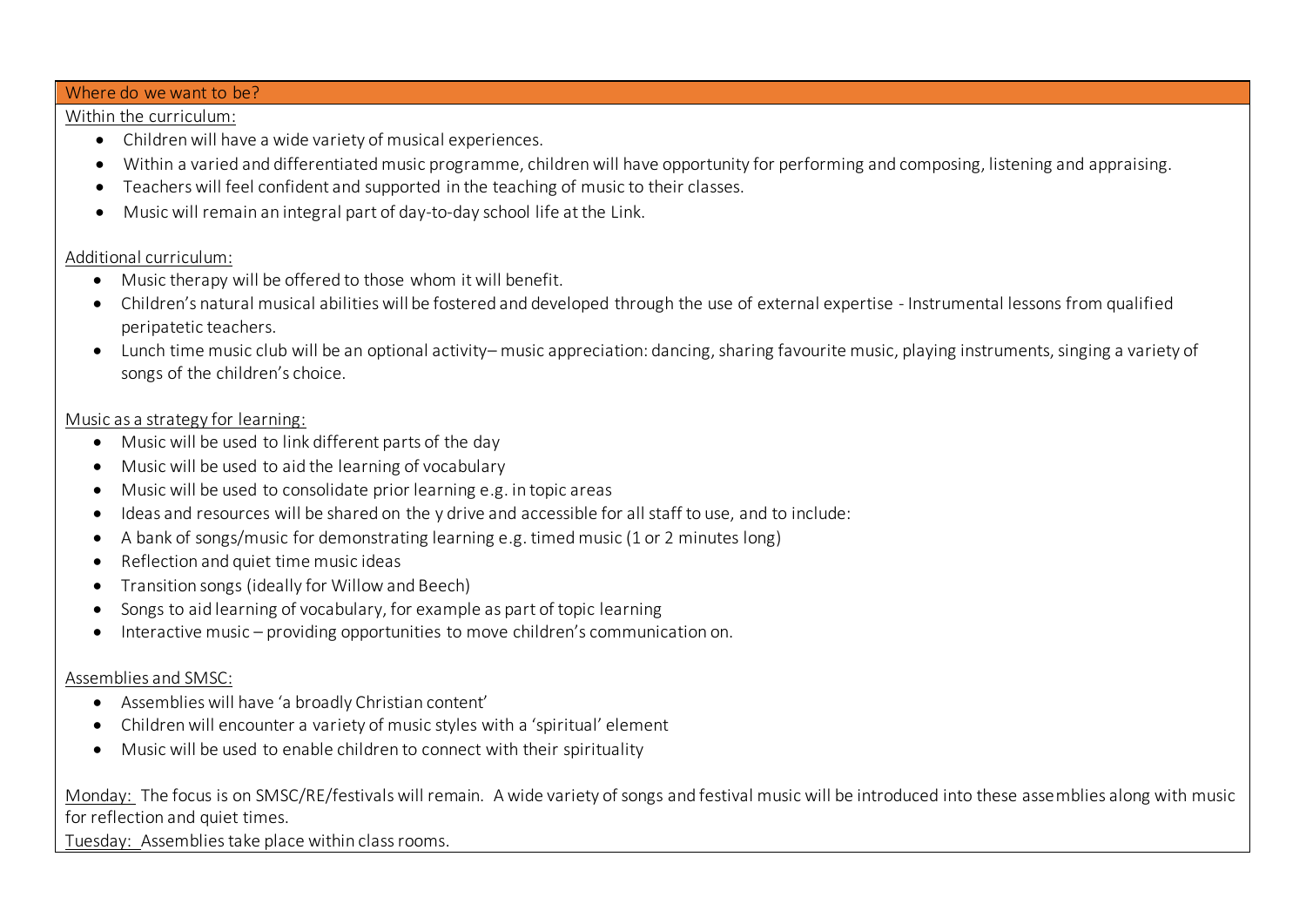## Where do we want to be?

Within the curriculum:

- Children will have a wide variety of musical experiences.
- Within a varied and differentiated music programme, children will have opportunity for performing and composing, listening and appraising.
- Teachers will feel confident and supported in the teaching of music to their classes.
- Music will remain an integral part of day-to-day school life at the Link.

Additional curriculum:

- Music therapy will be offered to those whom it will benefit.
- Children's natural musical abilities will be fostered and developed through the use of external expertise - Instrumental lessons from qualified peripatetic teachers.
- Lunch time music club will be an optional activity– music appreciation: dancing, sharing favourite music, playing instruments, singing a variety of songs of the children's choice.

Music as a strategy for learning:

- Music will be used to link different parts of the day
- Music will be used to aid the learning of vocabulary
- Music will be used to consolidate prior learning e.g. in topic areas
- Ideas and resources will be shared on the y drive and accessible for all staff to use, and to include:
- A bank of songs/music for demonstrating learning e.g. timed music (1 or 2 minutes long)
- Reflection and quiet time music ideas
- Transition songs (ideally for Willow and Beech)
- Songs to aid learning of vocabulary, for example as part of topic learning
- Interactive music – providing opportunities to move children's communication on.

Assemblies and SMSC:

- Assemblies will have 'a broadly Christian content'
- Children will encounter a variety of music styles with a 'spiritual' element
- Music will be used to enable children to connect with their spirituality

Monday: The focus is on SMSC/RE/festivals will remain. A wide variety of songs and festival music will be introduced into these assemblies along with music for reflection and quiet times.

Tuesday: Assemblies take place within class rooms.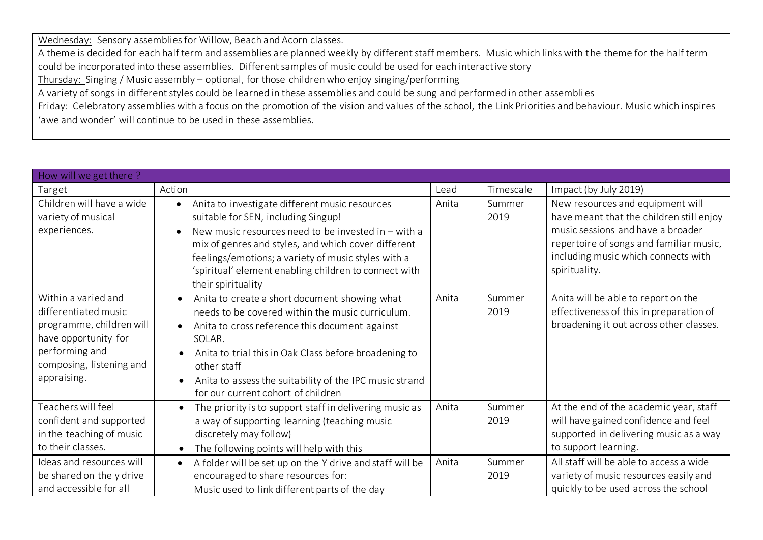Wednesday: Sensory assemblies for Willow, Beach and Acorn classes.

A theme is decided for each half term and assemblies are planned weekly by different staff members. Music which links with the theme for the half term could be incorporated into these assemblies. Different samples of music could be used for each interactive story

Thursday: Singing / Music assembly – optional, for those children who enjoy singing/performing

A variety of songs in different styles could be learned in these assemblies and could be sung and performed in other assemblies

Friday: Celebratory assemblies with a focus on the promotion of the vision and values of the school, the Link Priorities and behaviour. Music which inspires 'awe and wonder' will continue to be used in these assemblies.

| How will we get there ? | | | | |
|---|---|---|---|---|
| Target | Action | Lead | Timescale | Impact (by July 2019) |
| Children will have a wide variety of musical experiences. | • Anita to investigate different music resources suitable for SEN, including Singup!<br>• New music resources need to be invested in – with a mix of genres and styles, and which cover different feelings/emotions; a variety of music styles with a 'spiritual' element enabling children to connect with their spirituality | Anita | Summer 2019 | New resources and equipment will have meant that the children still enjoy music sessions and have a broader repertoire of songs and familiar music, including music which connects with spirituality. |
| Within a varied and differentiated music programme, children will have opportunity for performing and composing, listening and appraising. | • Anita to create a short document showing what needs to be covered within the music curriculum.<br>• Anita to cross reference this document against SOLAR.<br>• Anita to trial this in Oak Class before broadening to other staff<br>• Anita to assess the suitability of the IPC music strand for our current cohort of children | Anita | Summer 2019 | Anita will be able to report on the effectiveness of this in preparation of broadening it out across other classes. |
| Teachers will feel confident and supported in the teaching of music to their classes. | • The priority is to support staff in delivering music as a way of supporting learning (teaching music discretely may follow)<br>• The following points will help with this | Anita | Summer 2019 | At the end of the academic year, staff will have gained confidence and feel supported in delivering music as a way to support learning. |
| Ideas and resources will be shared on the y drive and accessible for all | • A folder will be set up on the Y drive and staff will be encouraged to share resources for:<br>Music used to link different parts of the day | Anita | Summer 2019 | All staff will be able to access a wide variety of music resources easily and quickly to be used across the school |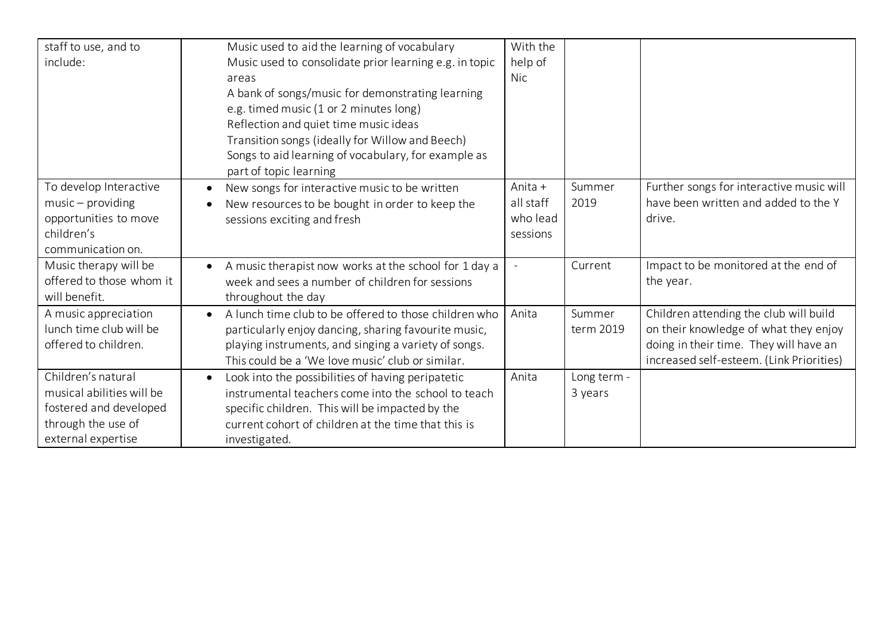| | | | | |
|---|---|---|---|---|
| staff to use, and to include: | Music used to aid the learning of vocabulary<br>Music used to consolidate prior learning e.g. in topic areas<br>A bank of songs/music for demonstrating learning e.g. timed music (1 or 2 minutes long)<br>Reflection and quiet time music ideas<br>Transition songs (ideally for Willow and Beech)<br>Songs to aid learning of vocabulary, for example as part of topic learning | With the help of Nic | | |
| To develop Interactive music – providing opportunities to move children's communication on. | • New songs for interactive music to be written<br>• New resources to be bought in order to keep the sessions exciting and fresh | Anita + all staff who lead sessions | Summer 2019 | Further songs for interactive music will have been written and added to the Y drive. |
| Music therapy will be offered to those whom it will benefit. | • A music therapist now works at the school for 1 day a week and sees a number of children for sessions throughout the day | - | Current | Impact to be monitored at the end of the year. |
| A music appreciation lunch time club will be offered to children. | • A lunch time club to be offered to those children who particularly enjoy dancing, sharing favourite music, playing instruments, and singing a variety of songs. This could be a 'We love music' club or similar. | Anita | Summer term 2019 | Children attending the club will build on their knowledge of what they enjoy doing in their time. They will have an increased self-esteem. (Link Priorities) |
| Children's natural musical abilities will be fostered and developed through the use of external expertise | • Look into the possibilities of having peripatetic instrumental teachers come into the school to teach specific children. This will be impacted by the current cohort of children at the time that this is investigated. | Anita | Long term - 3 years | |